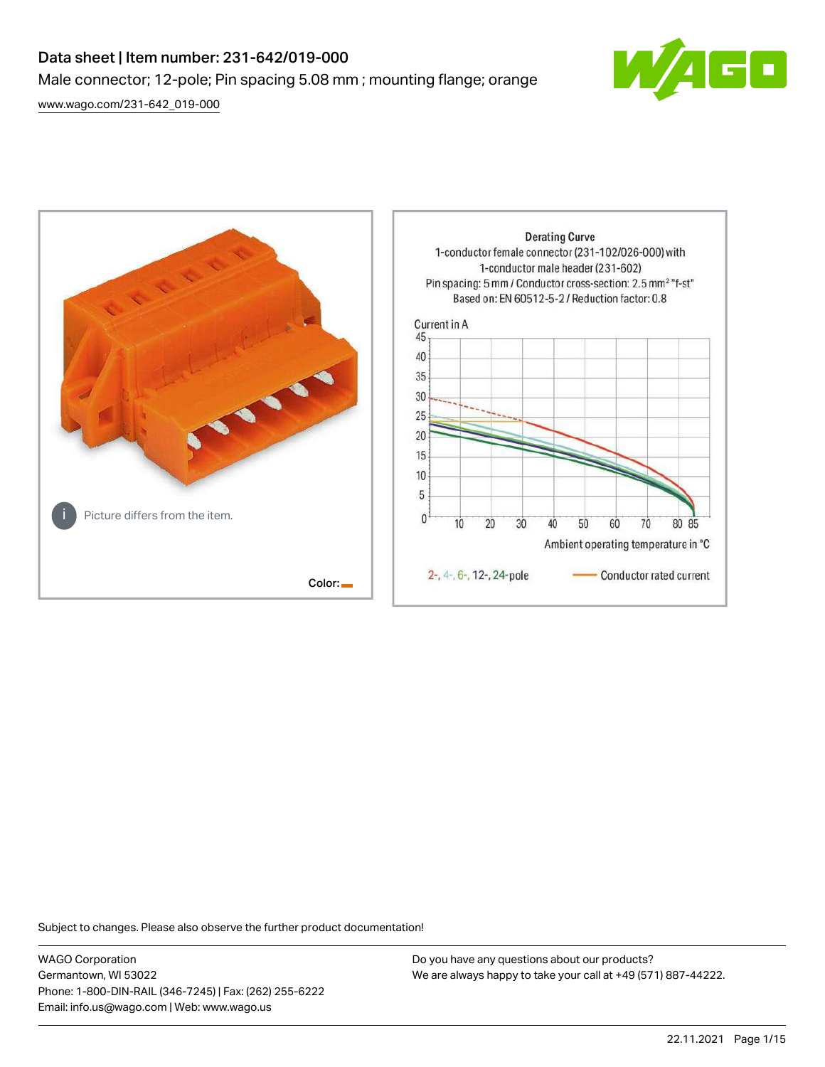# Data sheet | Item number: 231-642/019-000

Male connector; 12-pole; Pin spacing 5.08 mm ; mounting flange; orange

www.wago.com/231-642_019-000

Picture differs from the item.

Color:

Derating Curve
1-conductor female connector (231-102/026-000) with 1-conductor male header (231-602)
Pin spacing: 5 mm / Conductor cross-section: 2.5 mm² "f-st"
Based on: EN 60512-5-2 / Reduction factor: 0.8

Current in A

Ambient operating temperature in °C

2-, 4-, 6-, 12-, 24-pole — Conductor rated current

Subject to changes. Please also observe the further product documentation!

WAGO Corporation
Germantown, WI 53022
Phone: 1-800-DIN-RAIL (346-7245) | Fax: (262) 255-6222
Email: info.us@wago.com | Web: www.wago.us

Do you have any questions about our products?
We are always happy to take your call at +49 (571) 887-44222.

22.11.2021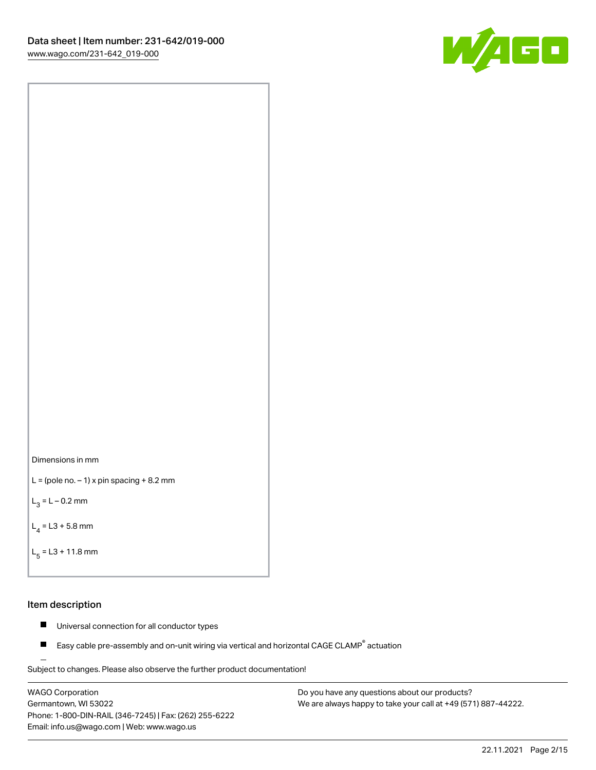Dimensions in mm

L = (pole no. – 1) x pin spacing + 8.2 mm

$L_3$ = L – 0.2 mm

$L_4$ = L3 + 5.8 mm

$L_5$ = L3 + 11.8 mm

## Item description

- Universal connection for all conductor types
- Easy cable pre-assembly and on-unit wiring via vertical and horizontal CAGE CLAMP® actuation

Subject to changes. Please also observe the further product documentation!

WAGO Corporation
Germantown, WI 53022
Phone: 1-800-DIN-RAIL (346-7245) | Fax: (262) 255-6222
Email: info.us@wago.com | Web: www.wago.us

Do you have any questions about our products?
We are always happy to take your call at +49 (571) 887-44222.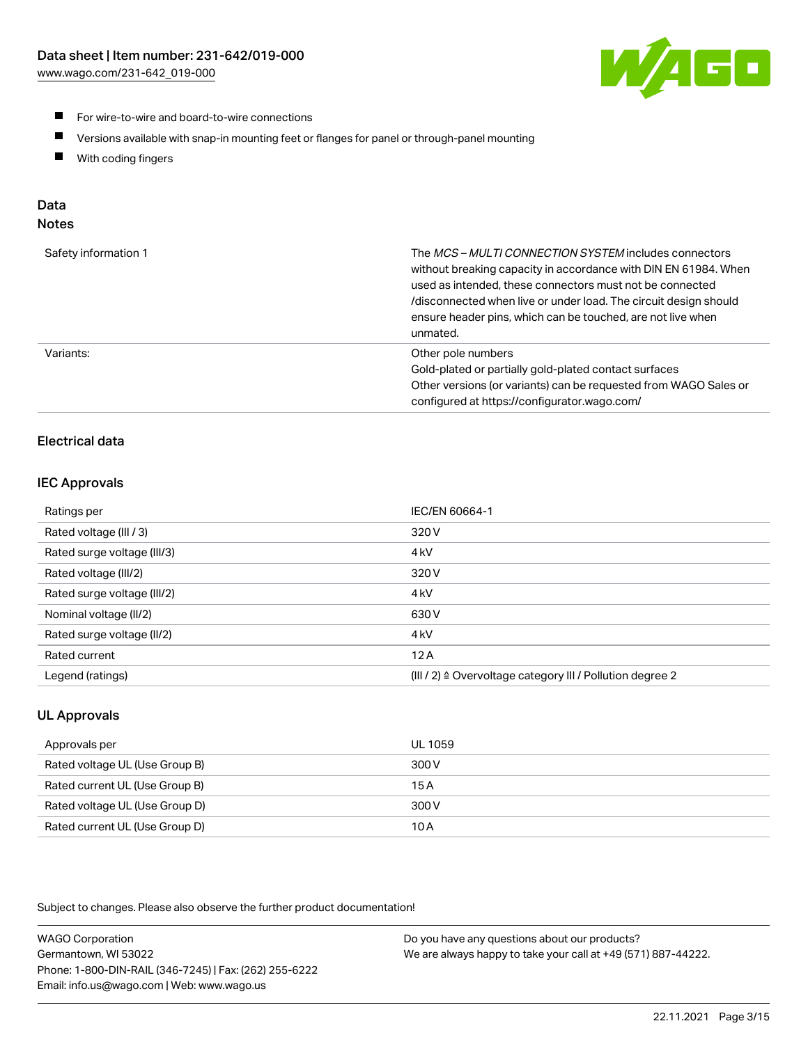- For wire-to-wire and board-to-wire connections
- Versions available with snap-in mounting feet or flanges for panel or through-panel mounting
- With coding fingers

## Data

### Notes

| | |
|---|---|
| Safety information 1 | The *MCS – MULTI CONNECTION SYSTEM* includes connectors without breaking capacity in accordance with DIN EN 61984. When used as intended, these connectors must not be connected /disconnected when live or under load. The circuit design should ensure header pins, which can be touched, are not live when unmated. |
| Variants: | Other pole numbers<br>Gold-plated or partially gold-plated contact surfaces<br>Other versions (or variants) can be requested from WAGO Sales or configured at https://configurator.wago.com/ |

### Electrical data

### IEC Approvals

| | |
|---|---|
| Ratings per | IEC/EN 60664-1 |
| Rated voltage (III / 3) | 320 V |
| Rated surge voltage (III/3) | 4 kV |
| Rated voltage (III/2) | 320 V |
| Rated surge voltage (III/2) | 4 kV |
| Nominal voltage (II/2) | 630 V |
| Rated surge voltage (II/2) | 4 kV |
| Rated current | 12 A |
| Legend (ratings) | (III / 2) ≙ Overvoltage category III / Pollution degree 2 |

### UL Approvals

| | |
|---|---|
| Approvals per | UL 1059 |
| Rated voltage UL (Use Group B) | 300 V |
| Rated current UL (Use Group B) | 15 A |
| Rated voltage UL (Use Group D) | 300 V |
| Rated current UL (Use Group D) | 10 A |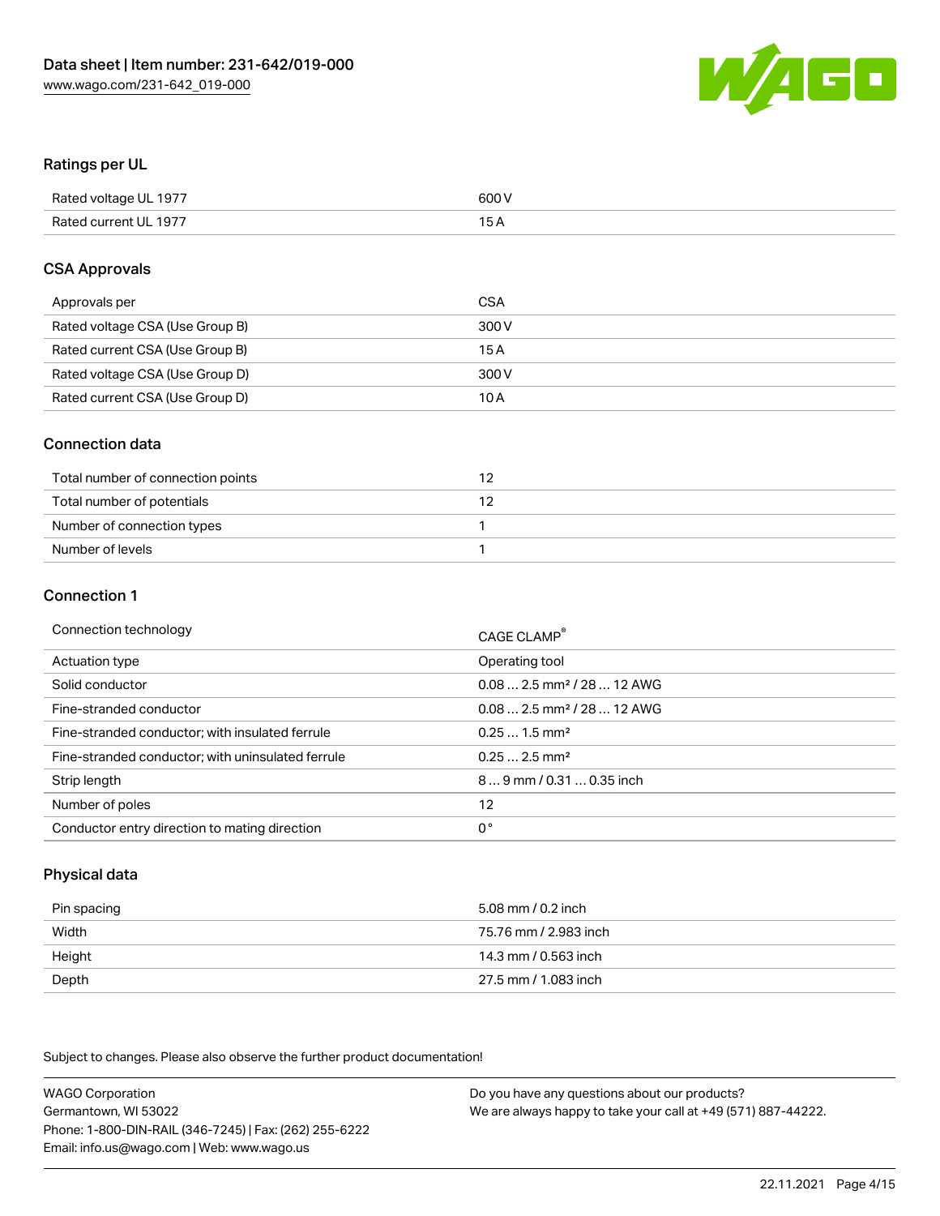## Ratings per UL

| | |
|---|---|
| Rated voltage UL 1977 | 600 V |
| Rated current UL 1977 | 15 A |

## CSA Approvals

| | |
|---|---|
| Approvals per | CSA |
| Rated voltage CSA (Use Group B) | 300 V |
| Rated current CSA (Use Group B) | 15 A |
| Rated voltage CSA (Use Group D) | 300 V |
| Rated current CSA (Use Group D) | 10 A |

## Connection data

| | |
|---|---|
| Total number of connection points | 12 |
| Total number of potentials | 12 |
| Number of connection types | 1 |
| Number of levels | 1 |

## Connection 1

| | |
|---|---|
| Connection technology | CAGE CLAMP® |
| Actuation type | Operating tool |
| Solid conductor | 0.08 … 2.5 mm² / 28 … 12 AWG |
| Fine-stranded conductor | 0.08 … 2.5 mm² / 28 … 12 AWG |
| Fine-stranded conductor; with insulated ferrule | 0.25 … 1.5 mm² |
| Fine-stranded conductor; with uninsulated ferrule | 0.25 … 2.5 mm² |
| Strip length | 8 … 9 mm / 0.31 … 0.35 inch |
| Number of poles | 12 |
| Conductor entry direction to mating direction | 0 ° |

## Physical data

| | |
|---|---|
| Pin spacing | 5.08 mm / 0.2 inch |
| Width | 75.76 mm / 2.983 inch |
| Height | 14.3 mm / 0.563 inch |
| Depth | 27.5 mm / 1.083 inch |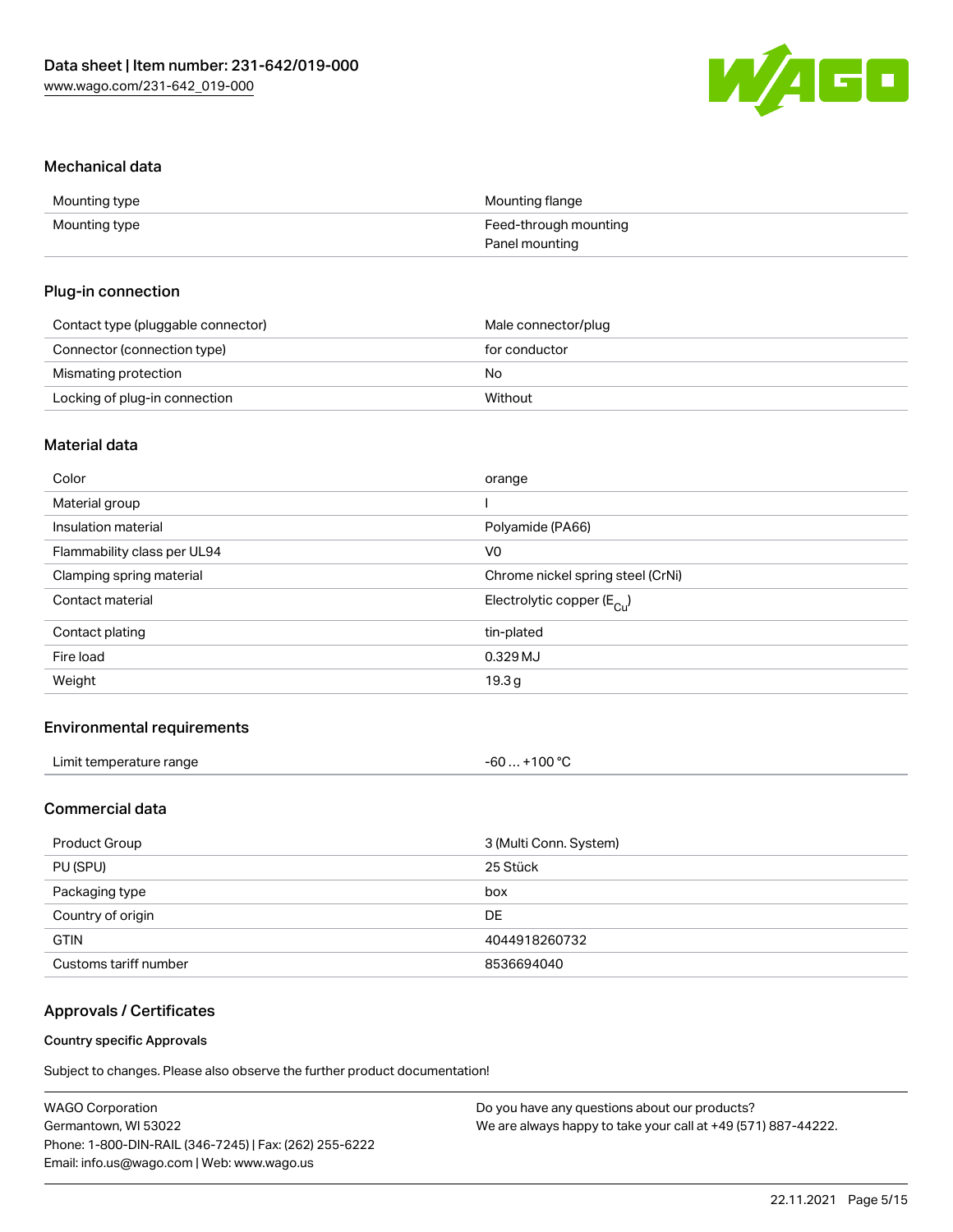## Mechanical data

| Mounting type | Mounting flange |
| --- | --- |
| Mounting type | Feed-through mounting<br>Panel mounting |

## Plug-in connection

| Contact type (pluggable connector) | Male connector/plug |
| --- | --- |
| Connector (connection type) | for conductor |
| Mismating protection | No |
| Locking of plug-in connection | Without |

## Material data

| Color | orange |
| --- | --- |
| Material group | I |
| Insulation material | Polyamide (PA66) |
| Flammability class per UL94 | V0 |
| Clamping spring material | Chrome nickel spring steel (CrNi) |
| Contact material | Electrolytic copper ($E_{Cu}$) |
| Contact plating | tin-plated |
| Fire load | 0.329 MJ |
| Weight | 19.3 g |

## Environmental requirements

| Limit temperature range | -60 … +100 °C |
| --- | --- |

## Commercial data

| Product Group | 3 (Multi Conn. System) |
| --- | --- |
| PU (SPU) | 25 Stück |
| Packaging type | box |
| Country of origin | DE |
| GTIN | 4044918260732 |
| Customs tariff number | 8536694040 |

## Approvals / Certificates

### Country specific Approvals

Subject to changes. Please also observe the further product documentation!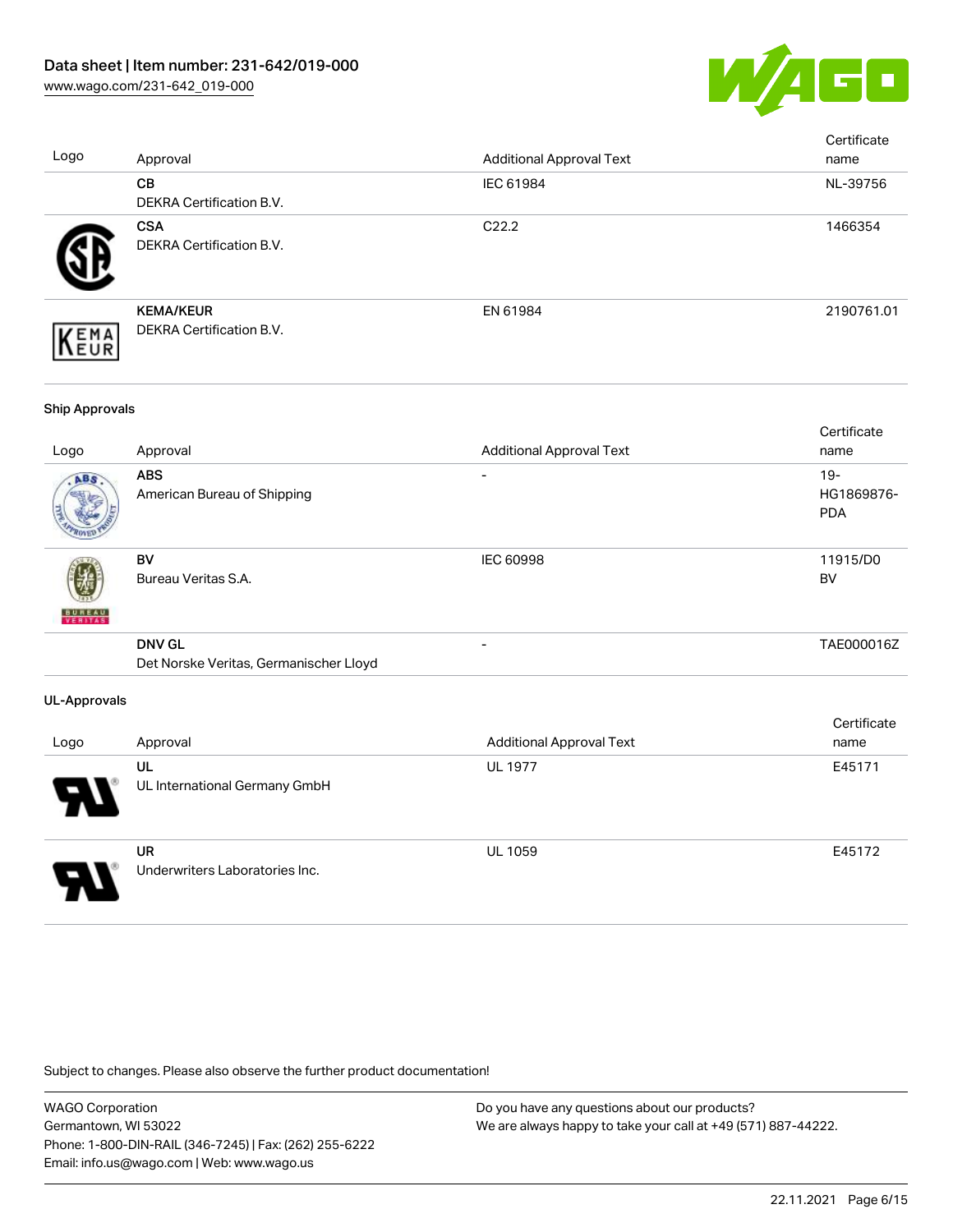| Logo | Approval | Additional Approval Text | Certificate name |
| --- | --- | --- | --- |
| | **CB**<br>DEKRA Certification B.V. | IEC 61984 | NL-39756 |
| | **CSA**<br>DEKRA Certification B.V. | C22.2 | 1466354 |
| | **KEMA/KEUR**<br>DEKRA Certification B.V. | EN 61984 | 2190761.01 |

**Ship Approvals**

| Logo | Approval | Additional Approval Text | Certificate name |
| --- | --- | --- | --- |
| | **ABS**<br>American Bureau of Shipping | - | 19-HG1869876-PDA |
| | **BV**<br>Bureau Veritas S.A. | IEC 60998 | 11915/D0 BV |
| | **DNV GL**<br>Det Norske Veritas, Germanischer Lloyd | - | TAE000016Z |

**UL-Approvals**

| Logo | Approval | Additional Approval Text | Certificate name |
| --- | --- | --- | --- |
| | **UL**<br>UL International Germany GmbH | UL 1977 | E45171 |
| | **UR**<br>Underwriters Laboratories Inc. | UL 1059 | E45172 |

Subject to changes. Please also observe the further product documentation!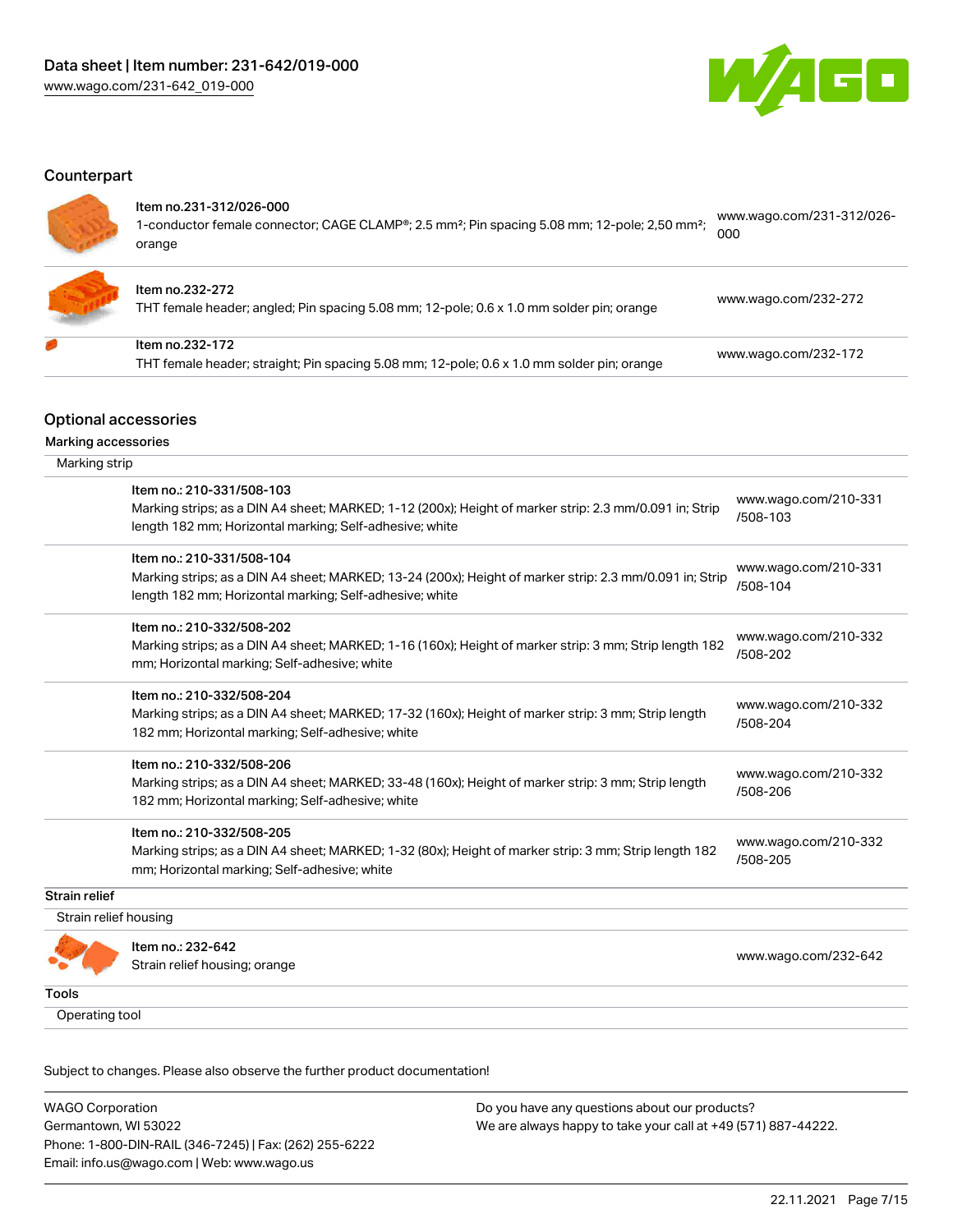## Counterpart

| | | |
|---|---|---|
| | Item no.231-312/026-000<br>1-conductor female connector; CAGE CLAMP®; 2.5 mm²; Pin spacing 5.08 mm; 12-pole; 2,50 mm²; orange | www.wago.com/231-312/026-000 |
| | Item no.232-272<br>THT female header; angled; Pin spacing 5.08 mm; 12-pole; 0.6 x 1.0 mm solder pin; orange | www.wago.com/232-272 |
| | Item no.232-172<br>THT female header; straight; Pin spacing 5.08 mm; 12-pole; 0.6 x 1.0 mm solder pin; orange | www.wago.com/232-172 |

## Optional accessories

### Marking accessories

Marking strip

| | | |
|---|---|---|
| | Item no.: 210-331/508-103<br>Marking strips; as a DIN A4 sheet; MARKED; 1-12 (200x); Height of marker strip: 2.3 mm/0.091 in; Strip length 182 mm; Horizontal marking; Self-adhesive; white | www.wago.com/210-331/508-103 |
| | Item no.: 210-331/508-104<br>Marking strips; as a DIN A4 sheet; MARKED; 13-24 (200x); Height of marker strip: 2.3 mm/0.091 in; Strip length 182 mm; Horizontal marking; Self-adhesive; white | www.wago.com/210-331/508-104 |
| | Item no.: 210-332/508-202<br>Marking strips; as a DIN A4 sheet; MARKED; 1-16 (160x); Height of marker strip: 3 mm; Strip length 182 mm; Horizontal marking; Self-adhesive; white | www.wago.com/210-332/508-202 |
| | Item no.: 210-332/508-204<br>Marking strips; as a DIN A4 sheet; MARKED; 17-32 (160x); Height of marker strip: 3 mm; Strip length 182 mm; Horizontal marking; Self-adhesive; white | www.wago.com/210-332/508-204 |
| | Item no.: 210-332/508-206<br>Marking strips; as a DIN A4 sheet; MARKED; 33-48 (160x); Height of marker strip: 3 mm; Strip length 182 mm; Horizontal marking; Self-adhesive; white | www.wago.com/210-332/508-206 |
| | Item no.: 210-332/508-205<br>Marking strips; as a DIN A4 sheet; MARKED; 1-32 (80x); Height of marker strip: 3 mm; Strip length 182 mm; Horizontal marking; Self-adhesive; white | www.wago.com/210-332/508-205 |

### Strain relief

Strain relief housing

| | | |
|---|---|---|
| | Item no.: 232-642<br>Strain relief housing; orange | www.wago.com/232-642 |

### Tools

Operating tool

Subject to changes. Please also observe the further product documentation!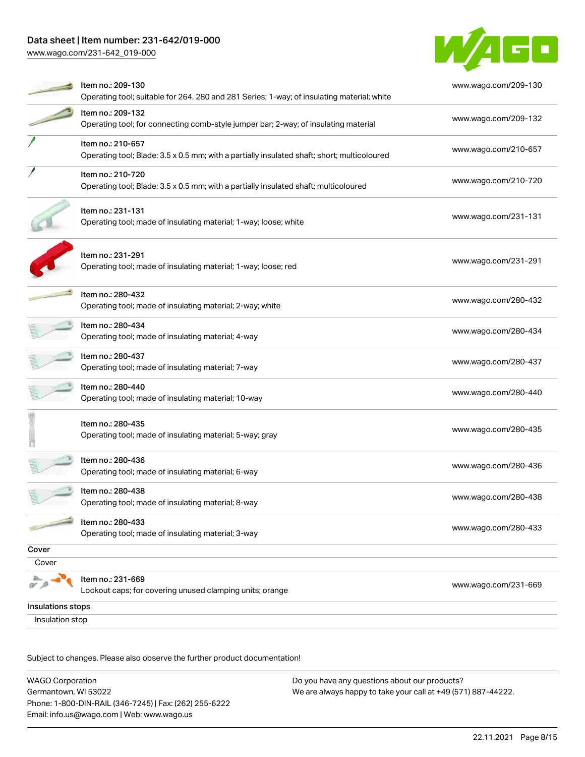| Item | Link |
| --- | --- |
| Item no.: 209-130<br>Operating tool; suitable for 264, 280 and 281 Series; 1-way; of insulating material; white | www.wago.com/209-130 |
| Item no.: 209-132<br>Operating tool; for connecting comb-style jumper bar; 2-way; of insulating material | www.wago.com/209-132 |
| Item no.: 210-657<br>Operating tool; Blade: 3.5 x 0.5 mm; with a partially insulated shaft; short; multicoloured | www.wago.com/210-657 |
| Item no.: 210-720<br>Operating tool; Blade: 3.5 x 0.5 mm; with a partially insulated shaft; multicoloured | www.wago.com/210-720 |
| Item no.: 231-131<br>Operating tool; made of insulating material; 1-way; loose; white | www.wago.com/231-131 |
| Item no.: 231-291<br>Operating tool; made of insulating material; 1-way; loose; red | www.wago.com/231-291 |
| Item no.: 280-432<br>Operating tool; made of insulating material; 2-way; white | www.wago.com/280-432 |
| Item no.: 280-434<br>Operating tool; made of insulating material; 4-way | www.wago.com/280-434 |
| Item no.: 280-437<br>Operating tool; made of insulating material; 7-way | www.wago.com/280-437 |
| Item no.: 280-440<br>Operating tool; made of insulating material; 10-way | www.wago.com/280-440 |
| Item no.: 280-435<br>Operating tool; made of insulating material; 5-way; gray | www.wago.com/280-435 |
| Item no.: 280-436<br>Operating tool; made of insulating material; 6-way | www.wago.com/280-436 |
| Item no.: 280-438<br>Operating tool; made of insulating material; 8-way | www.wago.com/280-438 |
| Item no.: 280-433<br>Operating tool; made of insulating material; 3-way | www.wago.com/280-433 |

**Cover**

Cover

| Item | Link |
| --- | --- |
| Item no.: 231-669<br>Lockout caps; for covering unused clamping units; orange | www.wago.com/231-669 |

**Insulations stops**

Insulation stop

Subject to changes. Please also observe the further product documentation!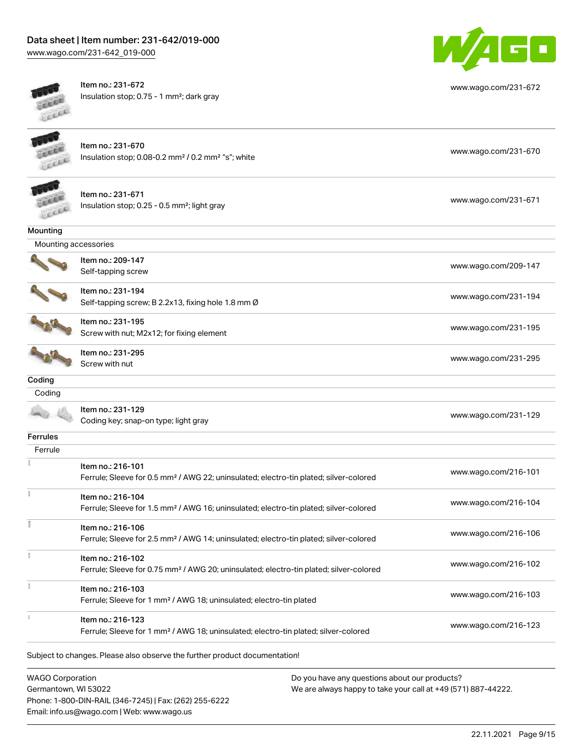| | | |
|---|---|---|
| | Item no.: 231-672<br>Insulation stop; 0.75 - 1 mm²; dark gray | www.wago.com/231-672 |
| | Item no.: 231-670<br>Insulation stop; 0.08-0.2 mm² / 0.2 mm² "s"; white | www.wago.com/231-670 |
| | Item no.: 231-671<br>Insulation stop; 0.25 - 0.5 mm²; light gray | www.wago.com/231-671 |

**Mounting**

Mounting accessories

| | | |
|---|---|---|
| | Item no.: 209-147<br>Self-tapping screw | www.wago.com/209-147 |
| | Item no.: 231-194<br>Self-tapping screw; B 2.2x13, fixing hole 1.8 mm Ø | www.wago.com/231-194 |
| | Item no.: 231-195<br>Screw with nut; M2x12; for fixing element | www.wago.com/231-195 |
| | Item no.: 231-295<br>Screw with nut | www.wago.com/231-295 |

**Coding**

Coding

| | | |
|---|---|---|
| | Item no.: 231-129<br>Coding key; snap-on type; light gray | www.wago.com/231-129 |

**Ferrules**

Ferrule

| | | |
|---|---|---|
| | Item no.: 216-101<br>Ferrule; Sleeve for 0.5 mm² / AWG 22; uninsulated; electro-tin plated; silver-colored | www.wago.com/216-101 |
| | Item no.: 216-104<br>Ferrule; Sleeve for 1.5 mm² / AWG 16; uninsulated; electro-tin plated; silver-colored | www.wago.com/216-104 |
| | Item no.: 216-106<br>Ferrule; Sleeve for 2.5 mm² / AWG 14; uninsulated; electro-tin plated; silver-colored | www.wago.com/216-106 |
| | Item no.: 216-102<br>Ferrule; Sleeve for 0.75 mm² / AWG 20; uninsulated; electro-tin plated; silver-colored | www.wago.com/216-102 |
| | Item no.: 216-103<br>Ferrule; Sleeve for 1 mm² / AWG 18; uninsulated; electro-tin plated | www.wago.com/216-103 |
| | Item no.: 216-123<br>Ferrule; Sleeve for 1 mm² / AWG 18; uninsulated; electro-tin plated; silver-colored | www.wago.com/216-123 |

Subject to changes. Please also observe the further product documentation!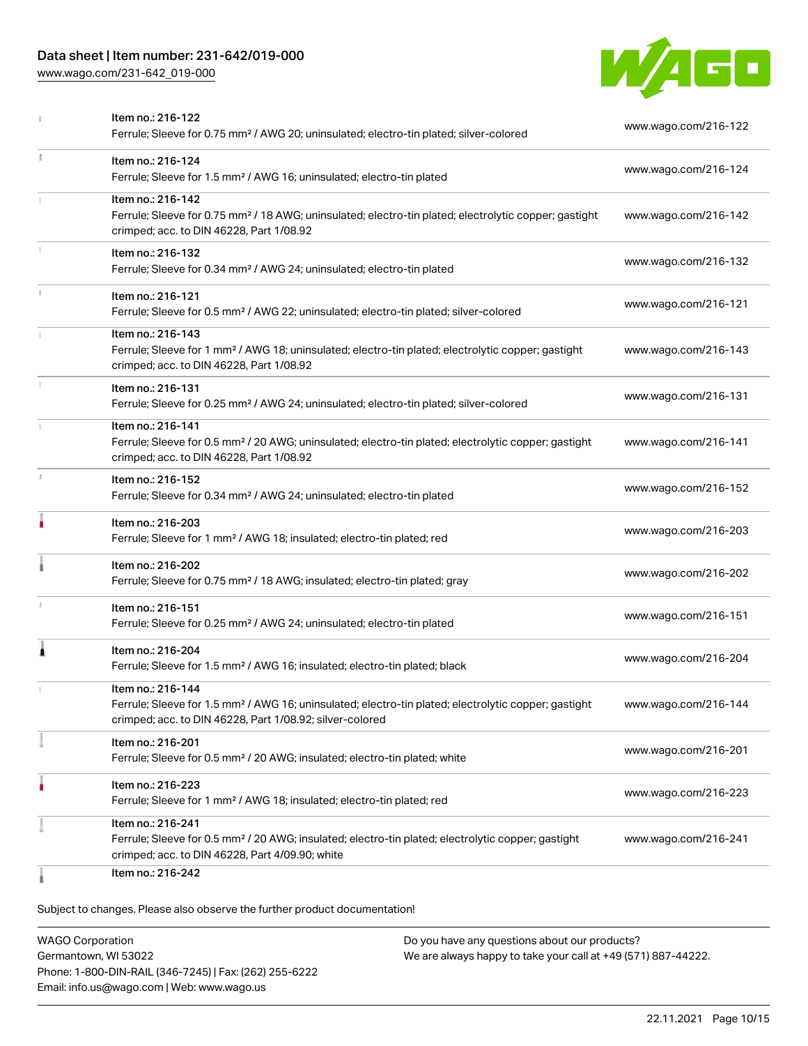| | | |
|---|---|---|
| | Item no.: 216-122<br>Ferrule; Sleeve for 0.75 mm² / AWG 20; uninsulated; electro-tin plated; silver-colored | www.wago.com/216-122 |
| | Item no.: 216-124<br>Ferrule; Sleeve for 1.5 mm² / AWG 16; uninsulated; electro-tin plated | www.wago.com/216-124 |
| | Item no.: 216-142<br>Ferrule; Sleeve for 0.75 mm² / 18 AWG; uninsulated; electro-tin plated; electrolytic copper; gastight crimped; acc. to DIN 46228, Part 1/08.92 | www.wago.com/216-142 |
| | Item no.: 216-132<br>Ferrule; Sleeve for 0.34 mm² / AWG 24; uninsulated; electro-tin plated | www.wago.com/216-132 |
| | Item no.: 216-121<br>Ferrule; Sleeve for 0.5 mm² / AWG 22; uninsulated; electro-tin plated; silver-colored | www.wago.com/216-121 |
| | Item no.: 216-143<br>Ferrule; Sleeve for 1 mm² / AWG 18; uninsulated; electro-tin plated; electrolytic copper; gastight crimped; acc. to DIN 46228, Part 1/08.92 | www.wago.com/216-143 |
| | Item no.: 216-131<br>Ferrule; Sleeve for 0.25 mm² / AWG 24; uninsulated; electro-tin plated; silver-colored | www.wago.com/216-131 |
| | Item no.: 216-141<br>Ferrule; Sleeve for 0.5 mm² / 20 AWG; uninsulated; electro-tin plated; electrolytic copper; gastight crimped; acc. to DIN 46228, Part 1/08.92 | www.wago.com/216-141 |
| | Item no.: 216-152<br>Ferrule; Sleeve for 0.34 mm² / AWG 24; uninsulated; electro-tin plated | www.wago.com/216-152 |
| | Item no.: 216-203<br>Ferrule; Sleeve for 1 mm² / AWG 18; insulated; electro-tin plated; red | www.wago.com/216-203 |
| | Item no.: 216-202<br>Ferrule; Sleeve for 0.75 mm² / 18 AWG; insulated; electro-tin plated; gray | www.wago.com/216-202 |
| | Item no.: 216-151<br>Ferrule; Sleeve for 0.25 mm² / AWG 24; uninsulated; electro-tin plated | www.wago.com/216-151 |
| | Item no.: 216-204<br>Ferrule; Sleeve for 1.5 mm² / AWG 16; insulated; electro-tin plated; black | www.wago.com/216-204 |
| | Item no.: 216-144<br>Ferrule; Sleeve for 1.5 mm² / AWG 16; uninsulated; electro-tin plated; electrolytic copper; gastight crimped; acc. to DIN 46228, Part 1/08.92; silver-colored | www.wago.com/216-144 |
| | Item no.: 216-201<br>Ferrule; Sleeve for 0.5 mm² / 20 AWG; insulated; electro-tin plated; white | www.wago.com/216-201 |
| | Item no.: 216-223<br>Ferrule; Sleeve for 1 mm² / AWG 18; insulated; electro-tin plated; red | www.wago.com/216-223 |
| | Item no.: 216-241<br>Ferrule; Sleeve for 0.5 mm² / 20 AWG; insulated; electro-tin plated; electrolytic copper; gastight crimped; acc. to DIN 46228, Part 4/09.90; white | www.wago.com/216-241 |
| | Item no.: 216-242 | |

Subject to changes. Please also observe the further product documentation!

WAGO Corporation
Germantown, WI 53022
Phone: 1-800-DIN-RAIL (346-7245) | Fax: (262) 255-6222
Email: info.us@wago.com | Web: www.wago.us

Do you have any questions about our products?
We are always happy to take your call at +49 (571) 887-44222.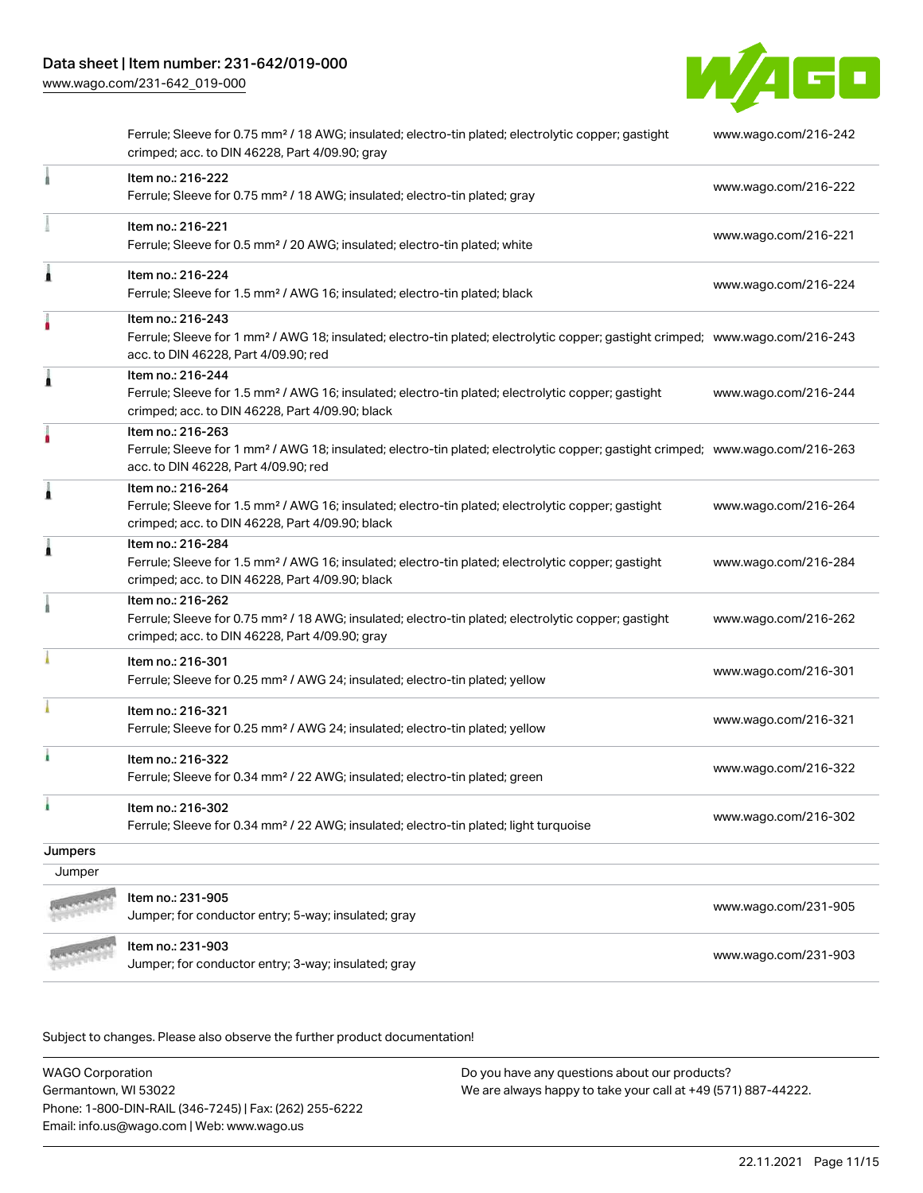| | | |
|---|---|---|
| | Ferrule; Sleeve for 0.75 mm² / 18 AWG; insulated; electro-tin plated; electrolytic copper; gastight crimped; acc. to DIN 46228, Part 4/09.90; gray | www.wago.com/216-242 |
| | Item no.: 216-222<br>Ferrule; Sleeve for 0.75 mm² / 18 AWG; insulated; electro-tin plated; gray | www.wago.com/216-222 |
| | Item no.: 216-221<br>Ferrule; Sleeve for 0.5 mm² / 20 AWG; insulated; electro-tin plated; white | www.wago.com/216-221 |
| | Item no.: 216-224<br>Ferrule; Sleeve for 1.5 mm² / AWG 16; insulated; electro-tin plated; black | www.wago.com/216-224 |
| | Item no.: 216-243<br>Ferrule; Sleeve for 1 mm² / AWG 18; insulated; electro-tin plated; electrolytic copper; gastight crimped; acc. to DIN 46228, Part 4/09.90; red | www.wago.com/216-243 |
| | Item no.: 216-244<br>Ferrule; Sleeve for 1.5 mm² / AWG 16; insulated; electro-tin plated; electrolytic copper; gastight crimped; acc. to DIN 46228, Part 4/09.90; black | www.wago.com/216-244 |
| | Item no.: 216-263<br>Ferrule; Sleeve for 1 mm² / AWG 18; insulated; electro-tin plated; electrolytic copper; gastight crimped; acc. to DIN 46228, Part 4/09.90; red | www.wago.com/216-263 |
| | Item no.: 216-264<br>Ferrule; Sleeve for 1.5 mm² / AWG 16; insulated; electro-tin plated; electrolytic copper; gastight crimped; acc. to DIN 46228, Part 4/09.90; black | www.wago.com/216-264 |
| | Item no.: 216-284<br>Ferrule; Sleeve for 1.5 mm² / AWG 16; insulated; electro-tin plated; electrolytic copper; gastight crimped; acc. to DIN 46228, Part 4/09.90; black | www.wago.com/216-284 |
| | Item no.: 216-262<br>Ferrule; Sleeve for 0.75 mm² / 18 AWG; insulated; electro-tin plated; electrolytic copper; gastight crimped; acc. to DIN 46228, Part 4/09.90; gray | www.wago.com/216-262 |
| | Item no.: 216-301<br>Ferrule; Sleeve for 0.25 mm² / AWG 24; insulated; electro-tin plated; yellow | www.wago.com/216-301 |
| | Item no.: 216-321<br>Ferrule; Sleeve for 0.25 mm² / AWG 24; insulated; electro-tin plated; yellow | www.wago.com/216-321 |
| | Item no.: 216-322<br>Ferrule; Sleeve for 0.34 mm² / 22 AWG; insulated; electro-tin plated; green | www.wago.com/216-322 |
| | Item no.: 216-302<br>Ferrule; Sleeve for 0.34 mm² / 22 AWG; insulated; electro-tin plated; light turquoise | www.wago.com/216-302 |

**Jumpers**

Jumper

| | | |
|---|---|---|
| | Item no.: 231-905<br>Jumper; for conductor entry; 5-way; insulated; gray | www.wago.com/231-905 |
| | Item no.: 231-903<br>Jumper; for conductor entry; 3-way; insulated; gray | www.wago.com/231-903 |

Subject to changes. Please also observe the further product documentation!

WAGO Corporation
Germantown, WI 53022
Phone: 1-800-DIN-RAIL (346-7245) | Fax: (262) 255-6222
Email: info.us@wago.com | Web: www.wago.us

Do you have any questions about our products?
We are always happy to take your call at +49 (571) 887-44222.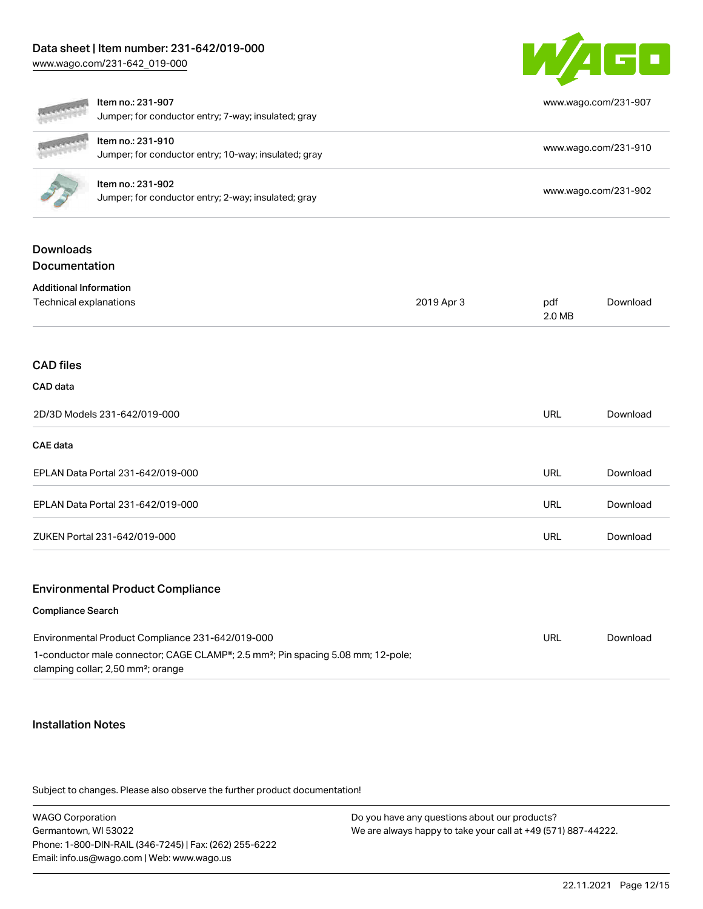| Item no.: 231-907<br>Jumper; for conductor entry; 7-way; insulated; gray | www.wago.com/231-907 |
| --- | --- |
| Item no.: 231-910<br>Jumper; for conductor entry; 10-way; insulated; gray | www.wago.com/231-910 |
| Item no.: 231-902<br>Jumper; for conductor entry; 2-way; insulated; gray | www.wago.com/231-902 |

## Downloads

### Documentation

**Additional Information**

| Technical explanations | 2019 Apr 3 | pdf<br>2.0 MB | Download |
| --- | --- | --- | --- |

### CAD files

**CAD data**

| 2D/3D Models 231-642/019-000 | URL | Download |
| --- | --- | --- |

**CAE data**

| EPLAN Data Portal 231-642/019-000 | URL | Download |
| --- | --- | --- |
| EPLAN Data Portal 231-642/019-000 | URL | Download |
| ZUKEN Portal 231-642/019-000 | URL | Download |

### Environmental Product Compliance

**Compliance Search**

| Environmental Product Compliance 231-642/019-000<br>1-conductor male connector; CAGE CLAMP®; 2.5 mm²; Pin spacing 5.08 mm; 12-pole; clamping collar; 2,50 mm²; orange | URL | Download |
| --- | --- | --- |

### Installation Notes

Subject to changes. Please also observe the further product documentation!

WAGO Corporation
Germantown, WI 53022
Phone: 1-800-DIN-RAIL (346-7245) | Fax: (262) 255-6222
Email: info.us@wago.com | Web: www.wago.us

Do you have any questions about our products?
We are always happy to take your call at +49 (571) 887-44222.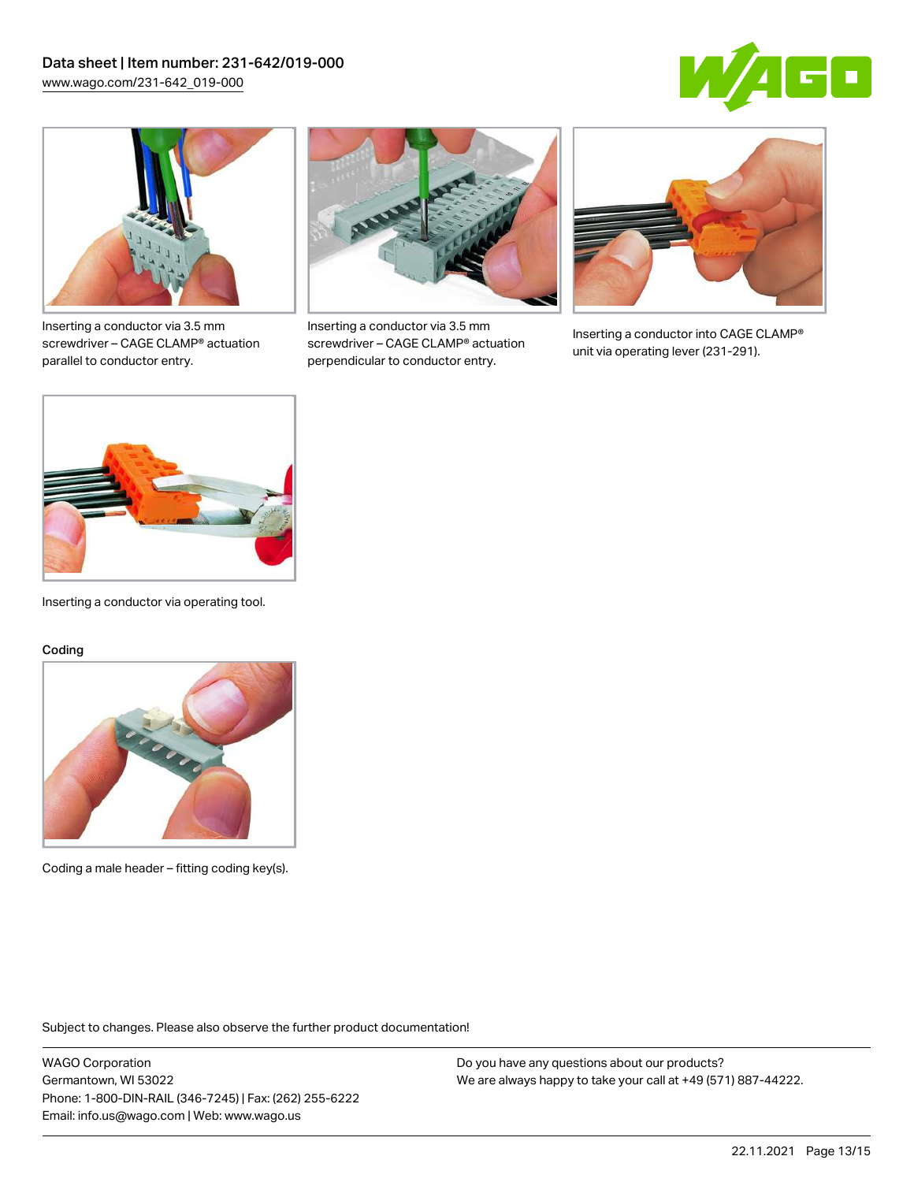Inserting a conductor via 3.5 mm screwdriver – CAGE CLAMP® actuation parallel to conductor entry.

Inserting a conductor via 3.5 mm screwdriver – CAGE CLAMP® actuation perpendicular to conductor entry.

Inserting a conductor into CAGE CLAMP® unit via operating lever (231-291).

Inserting a conductor via operating tool.

## Coding

Coding a male header – fitting coding key(s).

Subject to changes. Please also observe the further product documentation!

WAGO Corporation
Germantown, WI 53022
Phone: 1-800-DIN-RAIL (346-7245) | Fax: (262) 255-6222
Email: info.us@wago.com | Web: www.wago.us

Do you have any questions about our products?
We are always happy to take your call at +49 (571) 887-44222.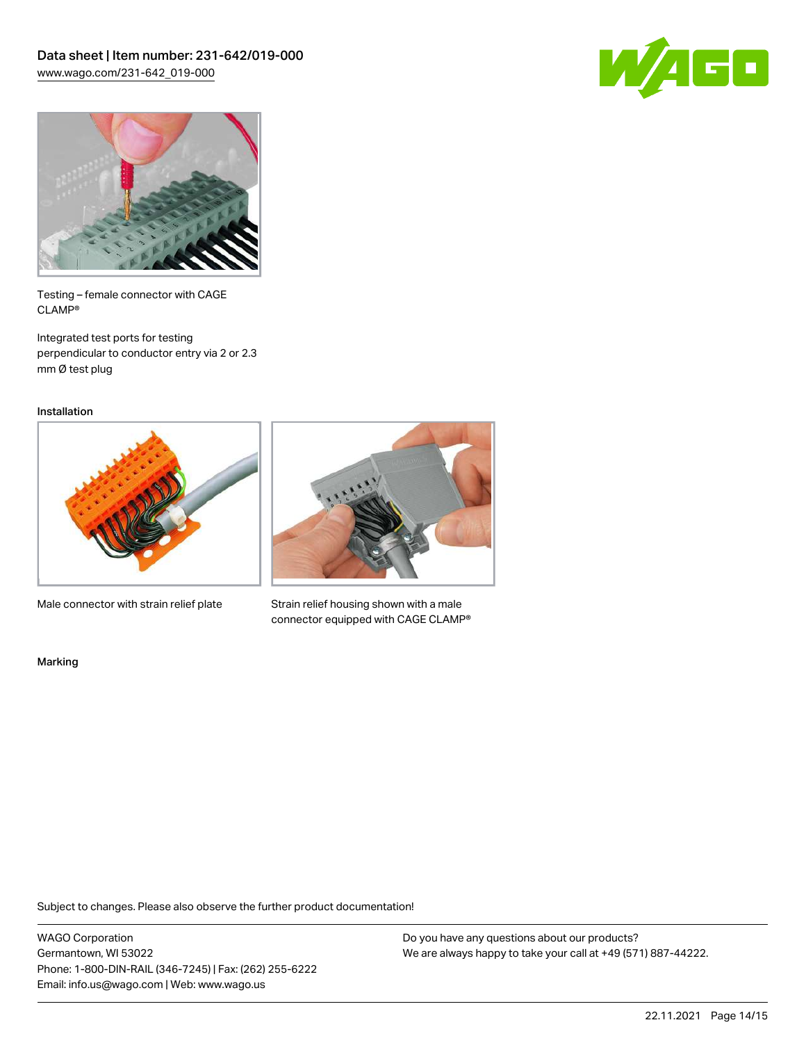Testing – female connector with CAGE CLAMP®

Integrated test ports for testing perpendicular to conductor entry via 2 or 2.3 mm Ø test plug

## Installation

Male connector with strain relief plate

Strain relief housing shown with a male connector equipped with CAGE CLAMP®

## Marking

Subject to changes. Please also observe the further product documentation!

WAGO Corporation
Germantown, WI 53022
Phone: 1-800-DIN-RAIL (346-7245) | Fax: (262) 255-6222
Email: info.us@wago.com | Web: www.wago.us

Do you have any questions about our products?
We are always happy to take your call at +49 (571) 887-44222.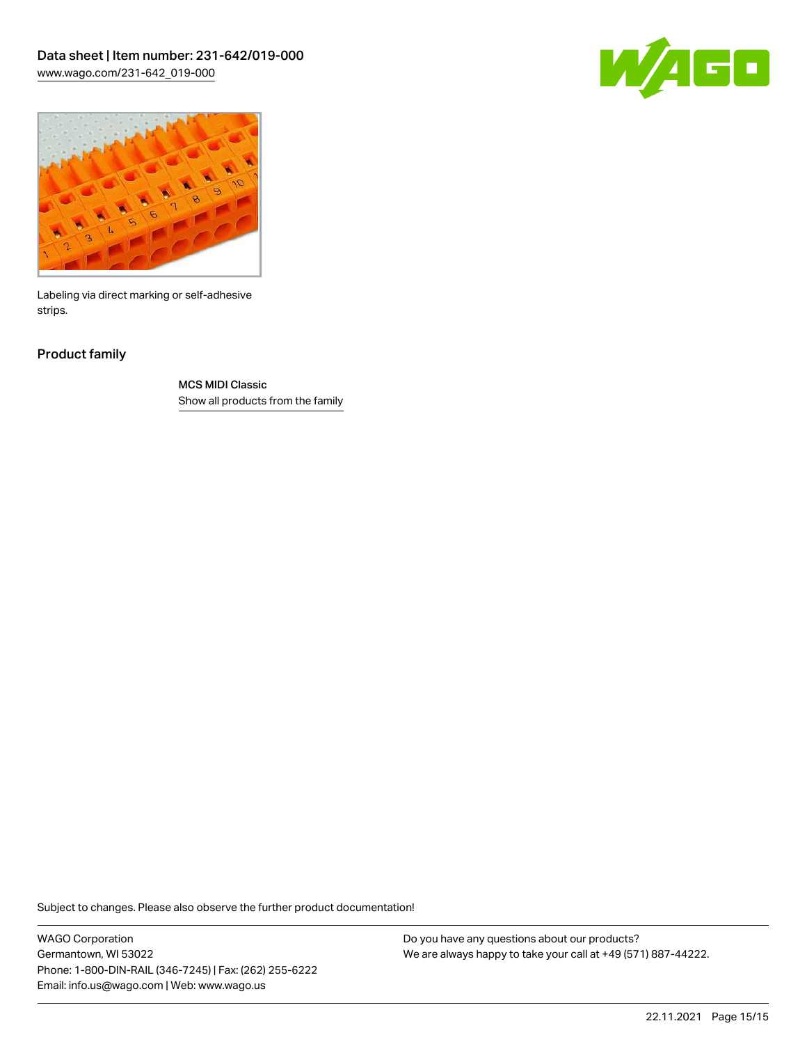Labeling via direct marking or self-adhesive strips.

## Product family

**MCS MIDI Classic**
Show all products from the family

Subject to changes. Please also observe the further product documentation!

WAGO Corporation
Germantown, WI 53022
Phone: 1-800-DIN-RAIL (346-7245) | Fax: (262) 255-6222
Email: info.us@wago.com | Web: www.wago.us

Do you have any questions about our products?
We are always happy to take your call at +49 (571) 887-44222.